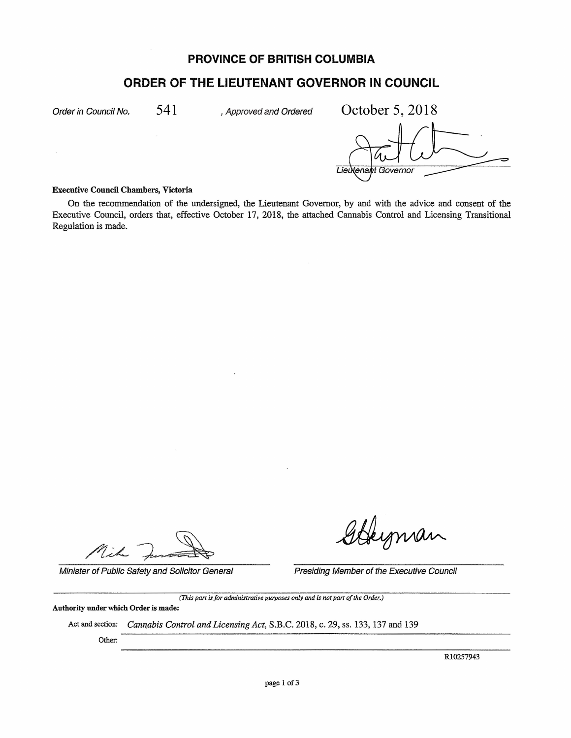# PROVINCE OF BRITISH COLUMBIA

## ORDER OF THE LIEUTENANT GOVERNOR IN COUNCIL

*Order in Council No.* 541 *, Approved and Ordered* October 5, 2018

*Lieutenant Governor*

**Executive Council Chambers, Victoria**

On the recommendation of the undersigned, the Lieutenant Governor, by and with the advice and consent of the Executive Council, orders that, effective October 17, 2018, the attached Cannabis Control and Licensing Transitional Regulation is made.

*Minister of Public Safety and Solicitor General*

*Presiding Member of the Executive Council*

*(This part is for administrative purposes only and is not part of the Order.)*

**Authority under which Order is made:**

Act and section: *Cannabis Control and Licensing Act*, S.B.C. 2018, c. 29, ss. 133, 137 and 139

Other:

R10257943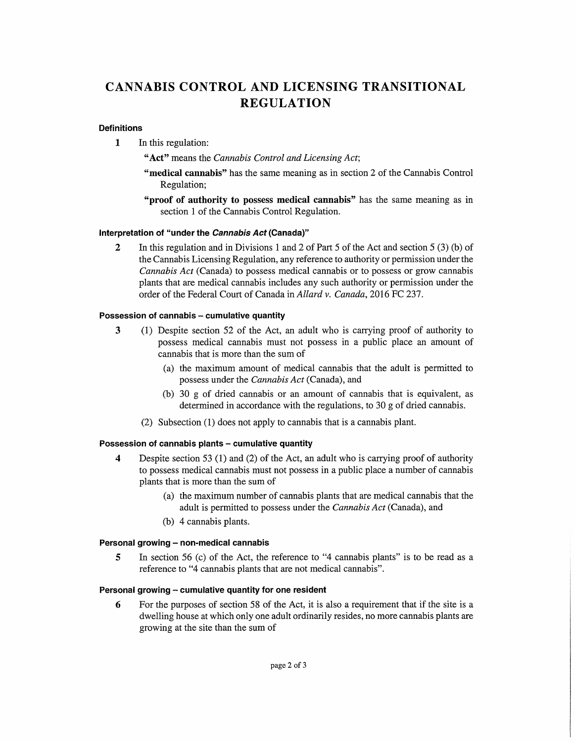# CANNABIS CONTROL AND LICENSING TRANSITIONAL REGULATION

### Definitions

**1** In this regulation:

**"Act"** means the *Cannabis Control and Licensing Act*;

**"medical cannabis"** has the same meaning as in section 2 of the Cannabis Control Regulation;

**"proof of authority to possess medical cannabis"** has the same meaning as in section 1 of the Cannabis Control Regulation.

### Interpretation of "under the *Cannabis Act* (Canada)"

**2** In this regulation and in Divisions 1 and 2 of Part 5 of the Act and section 5 (3) (b) of the Cannabis Licensing Regulation, any reference to authority or permission under the *Cannabis Act* (Canada) to possess medical cannabis or to possess or grow cannabis plants that are medical cannabis includes any such authority or permission under the order of the Federal Court of Canada in *Allard v. Canada*, 2016 FC 237.

### Possession of cannabis – cumulative quantity

**3** (1) Despite section 52 of the Act, an adult who is carrying proof of authority to possess medical cannabis must not possess in a public place an amount of cannabis that is more than the sum of

(a) the maximum amount of medical cannabis that the adult is permitted to possess under the *Cannabis Act* (Canada), and

(b) 30 g of dried cannabis or an amount of cannabis that is equivalent, as determined in accordance with the regulations, to 30 g of dried cannabis.

(2) Subsection (1) does not apply to cannabis that is a cannabis plant.

### Possession of cannabis plants – cumulative quantity

**4** Despite section 53 (1) and (2) of the Act, an adult who is carrying proof of authority to possess medical cannabis must not possess in a public place a number of cannabis plants that is more than the sum of

(a) the maximum number of cannabis plants that are medical cannabis that the adult is permitted to possess under the *Cannabis Act* (Canada), and

(b) 4 cannabis plants.

### Personal growing – non-medical cannabis

**5** In section 56 (c) of the Act, the reference to "4 cannabis plants" is to be read as a reference to "4 cannabis plants that are not medical cannabis".

### Personal growing – cumulative quantity for one resident

**6** For the purposes of section 58 of the Act, it is also a requirement that if the site is a dwelling house at which only one adult ordinarily resides, no more cannabis plants are growing at the site than the sum of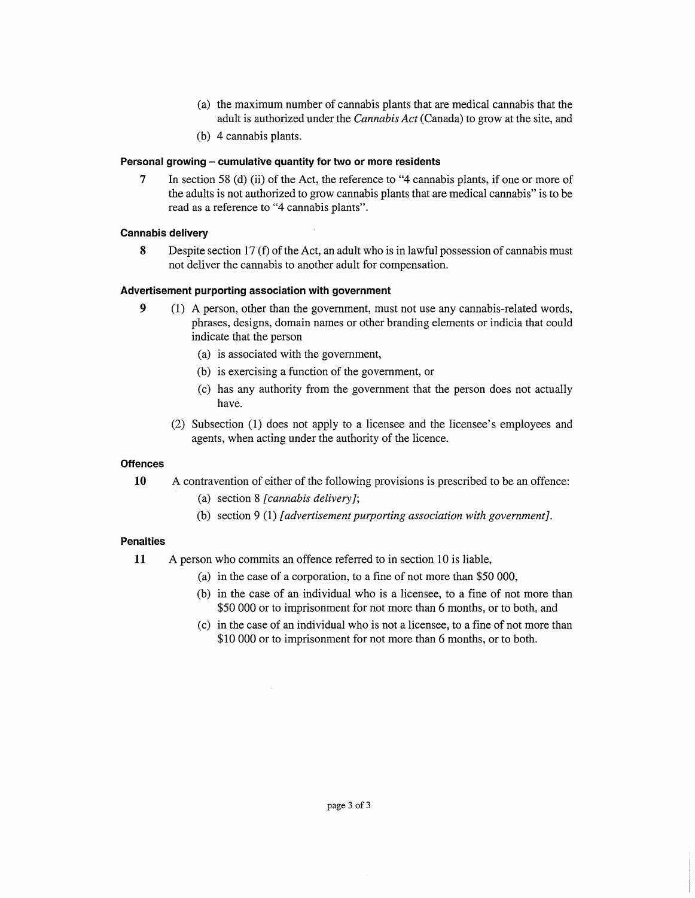(a) the maximum number of cannabis plants that are medical cannabis that the adult is authorized under the *Cannabis Act* (Canada) to grow at the site, and

(b) 4 cannabis plants.

**Personal growing – cumulative quantity for two or more residents**

**7** In section 58 (d) (ii) of the Act, the reference to "4 cannabis plants, if one or more of the adults is not authorized to grow cannabis plants that are medical cannabis" is to be read as a reference to "4 cannabis plants".

**Cannabis delivery**

**8** Despite section 17 (f) of the Act, an adult who is in lawful possession of cannabis must not deliver the cannabis to another adult for compensation.

**Advertisement purporting association with government**

**9** (1) A person, other than the government, must not use any cannabis-related words, phrases, designs, domain names or other branding elements or indicia that could indicate that the person

(a) is associated with the government,

(b) is exercising a function of the government, or

(c) has any authority from the government that the person does not actually have.

(2) Subsection (1) does not apply to a licensee and the licensee's employees and agents, when acting under the authority of the licence.

**Offences**

**10** A contravention of either of the following provisions is prescribed to be an offence:

(a) section 8 *[cannabis delivery]*;

(b) section 9 (1) *[advertisement purporting association with government]*.

**Penalties**

**11** A person who commits an offence referred to in section 10 is liable,

(a) in the case of a corporation, to a fine of not more than $50 000,

(b) in the case of an individual who is a licensee, to a fine of not more than $50 000 or to imprisonment for not more than 6 months, or to both, and

(c) in the case of an individual who is not a licensee, to a fine of not more than $10 000 or to imprisonment for not more than 6 months, or to both.